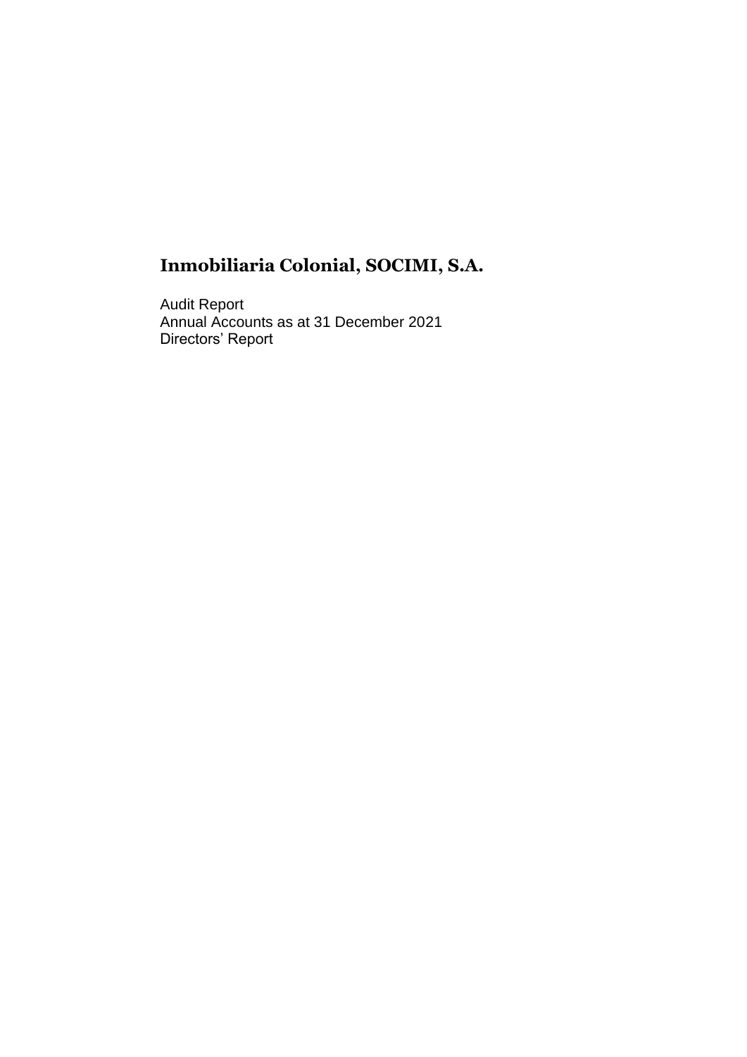# Inmobiliaria Colonial, SOCIMI, S.A.

Audit Report
Annual Accounts as at 31 December 2021
Directors' Report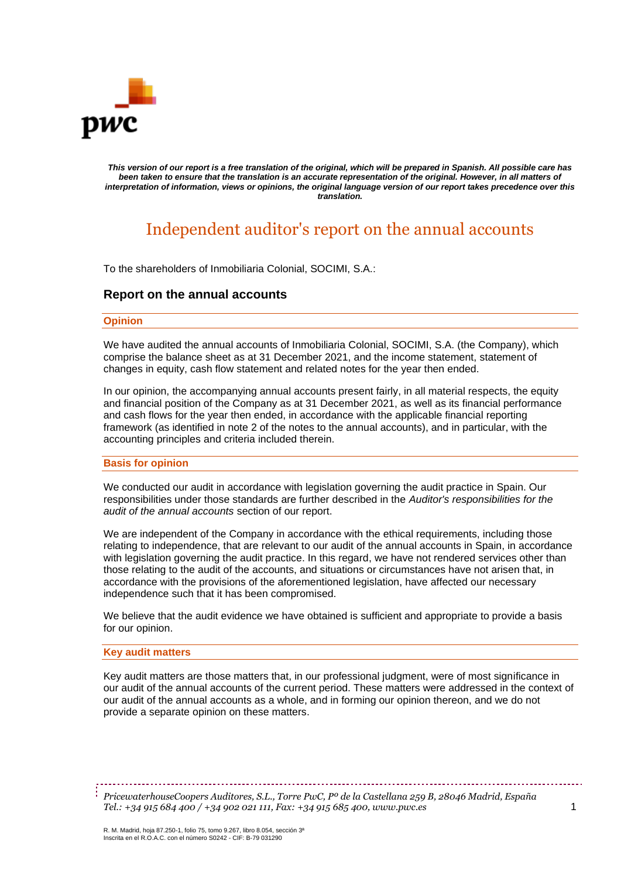*This version of our report is a free translation of the original, which will be prepared in Spanish. All possible care has been taken to ensure that the translation is an accurate representation of the original. However, in all matters of interpretation of information, views or opinions, the original language version of our report takes precedence over this translation.*

# Independent auditor's report on the annual accounts

To the shareholders of Inmobiliaria Colonial, SOCIMI, S.A.:

## Report on the annual accounts

### Opinion

We have audited the annual accounts of Inmobiliaria Colonial, SOCIMI, S.A. (the Company), which comprise the balance sheet as at 31 December 2021, and the income statement, statement of changes in equity, cash flow statement and related notes for the year then ended.

In our opinion, the accompanying annual accounts present fairly, in all material respects, the equity and financial position of the Company as at 31 December 2021, as well as its financial performance and cash flows for the year then ended, in accordance with the applicable financial reporting framework (as identified in note 2 of the notes to the annual accounts), and in particular, with the accounting principles and criteria included therein.

### Basis for opinion

We conducted our audit in accordance with legislation governing the audit practice in Spain. Our responsibilities under those standards are further described in the *Auditor's responsibilities for the audit of the annual accounts* section of our report.

We are independent of the Company in accordance with the ethical requirements, including those relating to independence, that are relevant to our audit of the annual accounts in Spain, in accordance with legislation governing the audit practice. In this regard, we have not rendered services other than those relating to the audit of the accounts, and situations or circumstances have not arisen that, in accordance with the provisions of the aforementioned legislation, have affected our necessary independence such that it has been compromised.

We believe that the audit evidence we have obtained is sufficient and appropriate to provide a basis for our opinion.

### Key audit matters

Key audit matters are those matters that, in our professional judgment, were of most significance in our audit of the annual accounts of the current period. These matters were addressed in the context of our audit of the annual accounts as a whole, and in forming our opinion thereon, and we do not provide a separate opinion on these matters.

*PricewaterhouseCoopers Auditores, S.L., Torre PwC, Pº de la Castellana 259 B, 28046 Madrid, España*
*Tel.: +34 915 684 400 / +34 902 021 111, Fax: +34 915 685 400, www.pwc.es*

R. M. Madrid, hoja 87.250-1, folio 75, tomo 9.267, libro 8.054, sección 3ª
Inscrita en el R.O.A.C. con el número S0242 - CIF: B-79 031290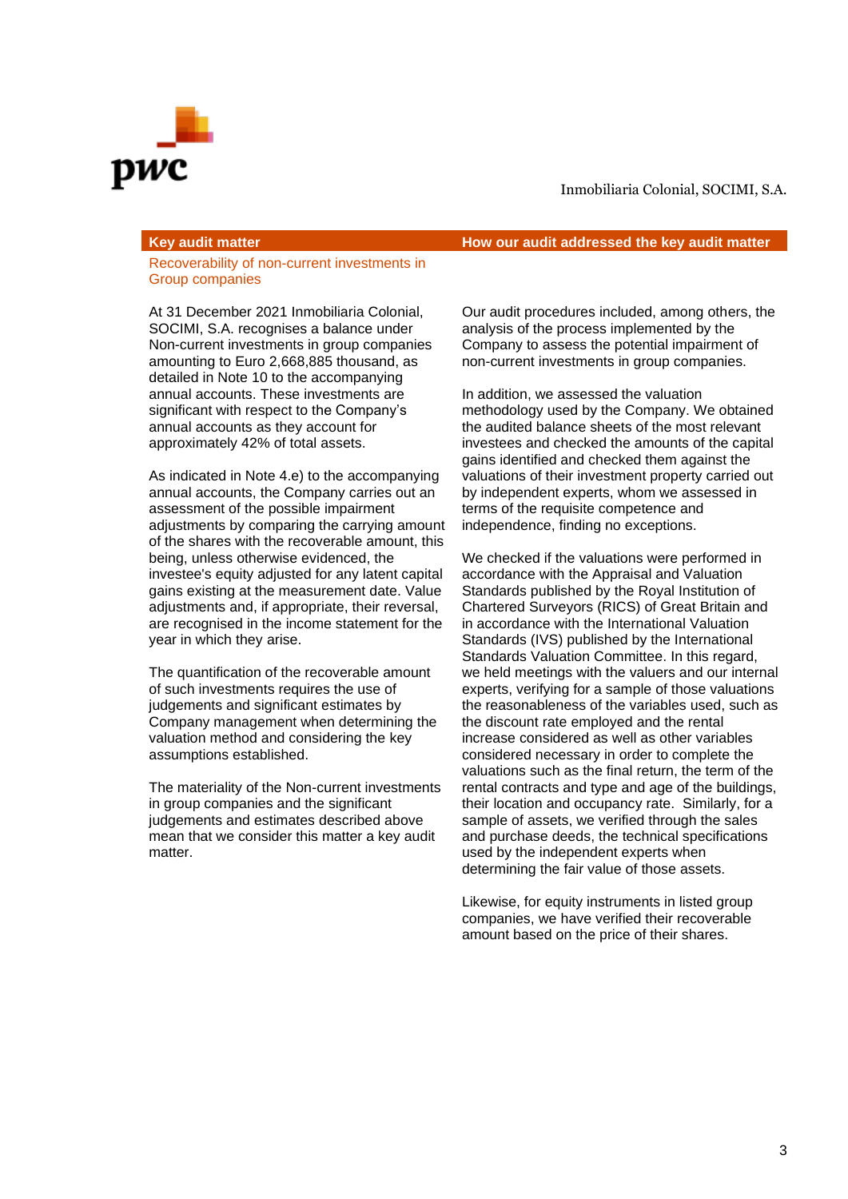| Key audit matter | How our audit addressed the key audit matter |
|---|---|
| **Recoverability of non-current investments in Group companies**<br><br>At 31 December 2021 Inmobiliaria Colonial, SOCIMI, S.A. recognises a balance under Non-current investments in group companies amounting to Euro 2,668,885 thousand, as detailed in Note 10 to the accompanying annual accounts. These investments are significant with respect to the Company's annual accounts as they account for approximately 42% of total assets.<br><br>As indicated in Note 4.e) to the accompanying annual accounts, the Company carries out an assessment of the possible impairment adjustments by comparing the carrying amount of the shares with the recoverable amount, this being, unless otherwise evidenced, the investee's equity adjusted for any latent capital gains existing at the measurement date. Value adjustments and, if appropriate, their reversal, are recognised in the income statement for the year in which they arise.<br><br>The quantification of the recoverable amount of such investments requires the use of judgements and significant estimates by Company management when determining the valuation method and considering the key assumptions established.<br><br>The materiality of the Non-current investments in group companies and the significant judgements and estimates described above mean that we consider this matter a key audit matter. | Our audit procedures included, among others, the analysis of the process implemented by the Company to assess the potential impairment of non-current investments in group companies.<br><br>In addition, we assessed the valuation methodology used by the Company. We obtained the audited balance sheets of the most relevant investees and checked the amounts of the capital gains identified and checked them against the valuations of their investment property carried out by independent experts, whom we assessed in terms of the requisite competence and independence, finding no exceptions.<br><br>We checked if the valuations were performed in accordance with the Appraisal and Valuation Standards published by the Royal Institution of Chartered Surveyors (RICS) of Great Britain and in accordance with the International Valuation Standards (IVS) published by the International Standards Valuation Committee. In this regard, we held meetings with the valuers and our internal experts, verifying for a sample of those valuations the reasonableness of the variables used, such as the discount rate employed and the rental increase considered as well as other variables considered necessary in order to complete the valuations such as the final return, the term of the rental contracts and type and age of the buildings, their location and occupancy rate. Similarly, for a sample of assets, we verified through the sales and purchase deeds, the technical specifications used by the independent experts when determining the fair value of those assets.<br><br>Likewise, for equity instruments in listed group companies, we have verified their recoverable amount based on the price of their shares. |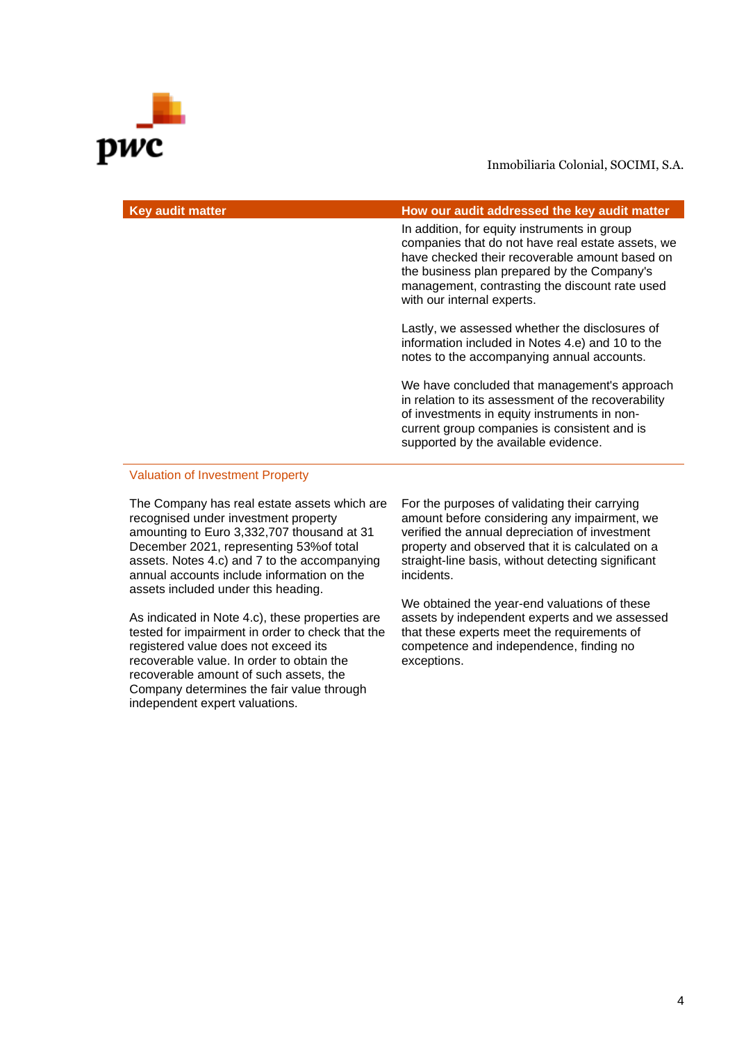| Key audit matter | How our audit addressed the key audit matter |
|---|---|
| | In addition, for equity instruments in group companies that do not have real estate assets, we have checked their recoverable amount based on the business plan prepared by the Company's management, contrasting the discount rate used with our internal experts.<br><br>Lastly, we assessed whether the disclosures of information included in Notes 4.e) and 10 to the notes to the accompanying annual accounts.<br><br>We have concluded that management's approach in relation to its assessment of the recoverability of investments in equity instruments in non-current group companies is consistent and is supported by the available evidence. |
| **Valuation of Investment Property**<br><br>The Company has real estate assets which are recognised under investment property amounting to Euro 3,332,707 thousand at 31 December 2021, representing 53%of total assets. Notes 4.c) and 7 to the accompanying annual accounts include information on the assets included under this heading.<br><br>As indicated in Note 4.c), these properties are tested for impairment in order to check that the registered value does not exceed its recoverable value. In order to obtain the recoverable amount of such assets, the Company determines the fair value through independent expert valuations. | For the purposes of validating their carrying amount before considering any impairment, we verified the annual depreciation of investment property and observed that it is calculated on a straight-line basis, without detecting significant incidents.<br><br>We obtained the year-end valuations of these assets by independent experts and we assessed that these experts meet the requirements of competence and independence, finding no exceptions. |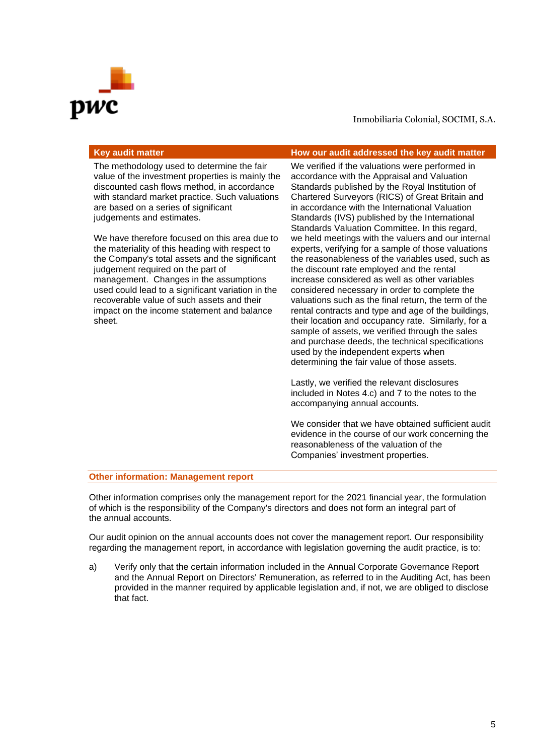| Key audit matter | How our audit addressed the key audit matter |
| --- | --- |
| The methodology used to determine the fair value of the investment properties is mainly the discounted cash flows method, in accordance with standard market practice. Such valuations are based on a series of significant judgements and estimates.<br><br>We have therefore focused on this area due to the materiality of this heading with respect to the Company's total assets and the significant judgement required on the part of management. Changes in the assumptions used could lead to a significant variation in the recoverable value of such assets and their impact on the income statement and balance sheet. | We verified if the valuations were performed in accordance with the Appraisal and Valuation Standards published by the Royal Institution of Chartered Surveyors (RICS) of Great Britain and in accordance with the International Valuation Standards (IVS) published by the International Standards Valuation Committee. In this regard, we held meetings with the valuers and our internal experts, verifying for a sample of those valuations the reasonableness of the variables used, such as the discount rate employed and the rental increase considered as well as other variables considered necessary in order to complete the valuations such as the final return, the term of the rental contracts and type and age of the buildings, their location and occupancy rate. Similarly, for a sample of assets, we verified through the sales and purchase deeds, the technical specifications used by the independent experts when determining the fair value of those assets.<br><br>Lastly, we verified the relevant disclosures included in Notes 4.c) and 7 to the notes to the accompanying annual accounts.<br><br>We consider that we have obtained sufficient audit evidence in the course of our work concerning the reasonableness of the valuation of the Companies' investment properties. |

## Other information: Management report

Other information comprises only the management report for the 2021 financial year, the formulation of which is the responsibility of the Company's directors and does not form an integral part of the annual accounts.

Our audit opinion on the annual accounts does not cover the management report. Our responsibility regarding the management report, in accordance with legislation governing the audit practice, is to:

a) Verify only that the certain information included in the Annual Corporate Governance Report and the Annual Report on Directors' Remuneration, as referred to in the Auditing Act, has been provided in the manner required by applicable legislation and, if not, we are obliged to disclose that fact.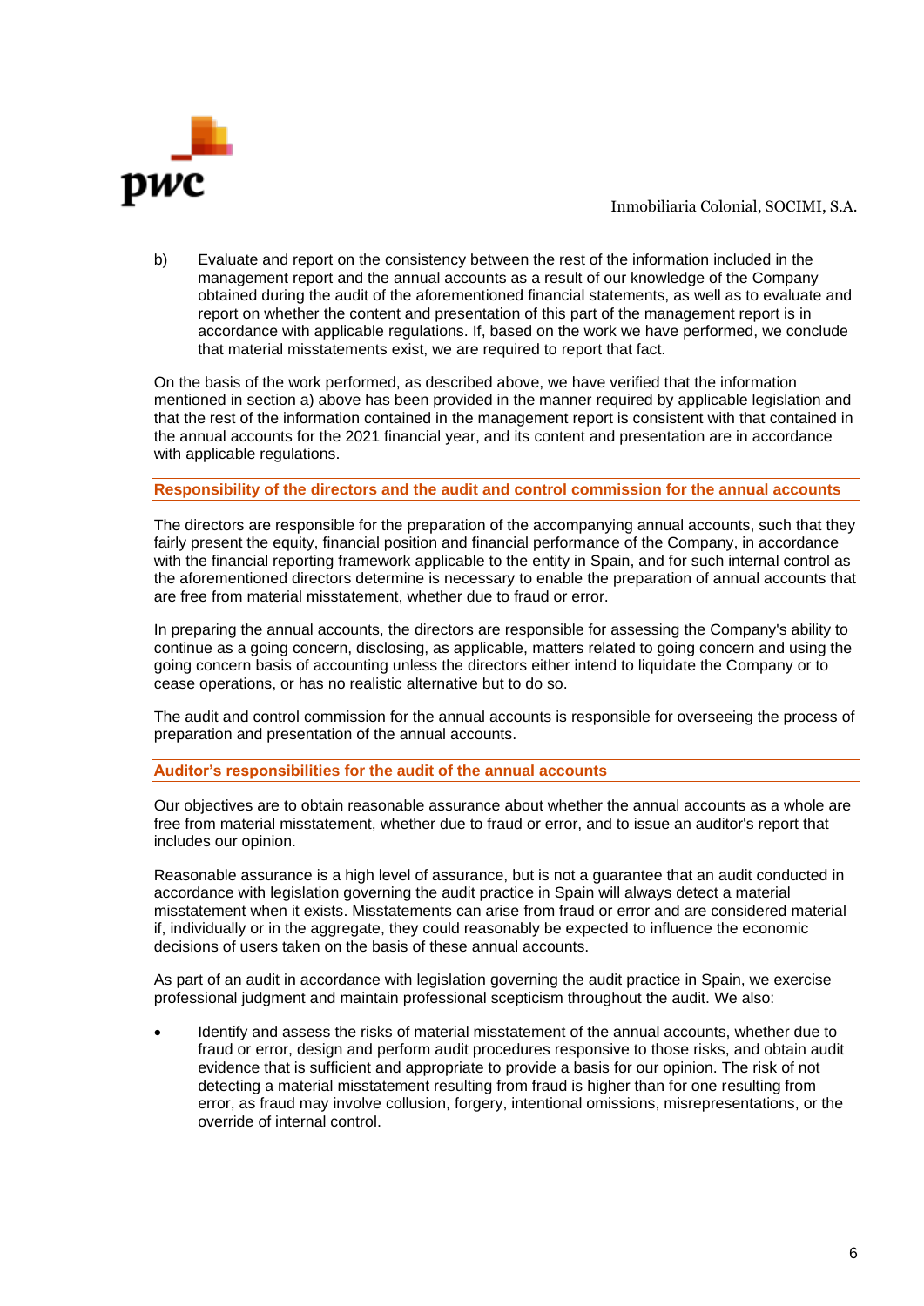b) Evaluate and report on the consistency between the rest of the information included in the management report and the annual accounts as a result of our knowledge of the Company obtained during the audit of the aforementioned financial statements, as well as to evaluate and report on whether the content and presentation of this part of the management report is in accordance with applicable regulations. If, based on the work we have performed, we conclude that material misstatements exist, we are required to report that fact.

On the basis of the work performed, as described above, we have verified that the information mentioned in section a) above has been provided in the manner required by applicable legislation and that the rest of the information contained in the management report is consistent with that contained in the annual accounts for the 2021 financial year, and its content and presentation are in accordance with applicable regulations.

## Responsibility of the directors and the audit and control commission for the annual accounts

The directors are responsible for the preparation of the accompanying annual accounts, such that they fairly present the equity, financial position and financial performance of the Company, in accordance with the financial reporting framework applicable to the entity in Spain, and for such internal control as the aforementioned directors determine is necessary to enable the preparation of annual accounts that are free from material misstatement, whether due to fraud or error.

In preparing the annual accounts, the directors are responsible for assessing the Company's ability to continue as a going concern, disclosing, as applicable, matters related to going concern and using the going concern basis of accounting unless the directors either intend to liquidate the Company or to cease operations, or has no realistic alternative but to do so.

The audit and control commission for the annual accounts is responsible for overseeing the process of preparation and presentation of the annual accounts.

## Auditor's responsibilities for the audit of the annual accounts

Our objectives are to obtain reasonable assurance about whether the annual accounts as a whole are free from material misstatement, whether due to fraud or error, and to issue an auditor's report that includes our opinion.

Reasonable assurance is a high level of assurance, but is not a guarantee that an audit conducted in accordance with legislation governing the audit practice in Spain will always detect a material misstatement when it exists. Misstatements can arise from fraud or error and are considered material if, individually or in the aggregate, they could reasonably be expected to influence the economic decisions of users taken on the basis of these annual accounts.

As part of an audit in accordance with legislation governing the audit practice in Spain, we exercise professional judgment and maintain professional scepticism throughout the audit. We also:

- Identify and assess the risks of material misstatement of the annual accounts, whether due to fraud or error, design and perform audit procedures responsive to those risks, and obtain audit evidence that is sufficient and appropriate to provide a basis for our opinion. The risk of not detecting a material misstatement resulting from fraud is higher than for one resulting from error, as fraud may involve collusion, forgery, intentional omissions, misrepresentations, or the override of internal control.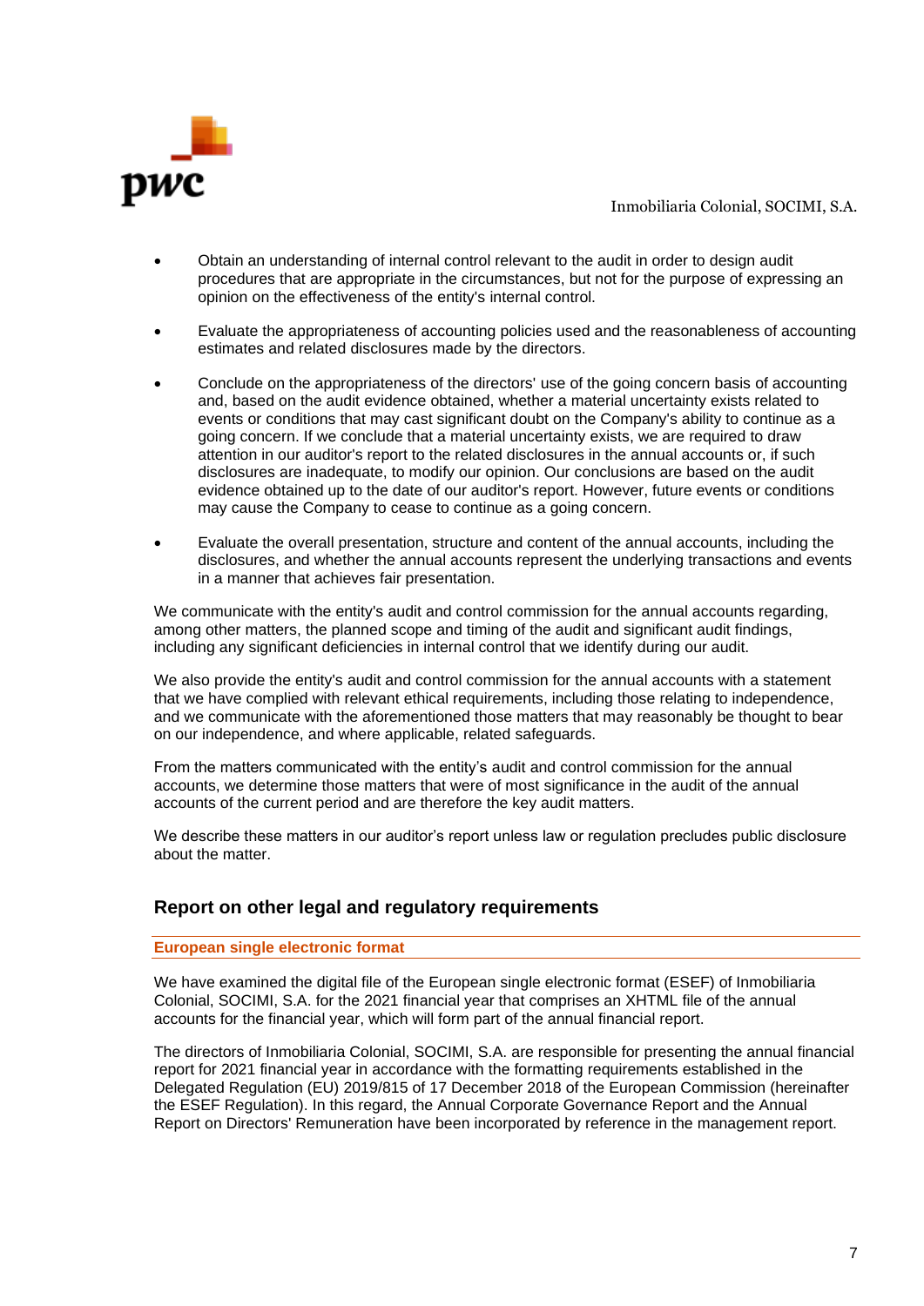- Obtain an understanding of internal control relevant to the audit in order to design audit procedures that are appropriate in the circumstances, but not for the purpose of expressing an opinion on the effectiveness of the entity's internal control.

- Evaluate the appropriateness of accounting policies used and the reasonableness of accounting estimates and related disclosures made by the directors.

- Conclude on the appropriateness of the directors' use of the going concern basis of accounting and, based on the audit evidence obtained, whether a material uncertainty exists related to events or conditions that may cast significant doubt on the Company's ability to continue as a going concern. If we conclude that a material uncertainty exists, we are required to draw attention in our auditor's report to the related disclosures in the annual accounts or, if such disclosures are inadequate, to modify our opinion. Our conclusions are based on the audit evidence obtained up to the date of our auditor's report. However, future events or conditions may cause the Company to cease to continue as a going concern.

- Evaluate the overall presentation, structure and content of the annual accounts, including the disclosures, and whether the annual accounts represent the underlying transactions and events in a manner that achieves fair presentation.

We communicate with the entity's audit and control commission for the annual accounts regarding, among other matters, the planned scope and timing of the audit and significant audit findings, including any significant deficiencies in internal control that we identify during our audit.

We also provide the entity's audit and control commission for the annual accounts with a statement that we have complied with relevant ethical requirements, including those relating to independence, and we communicate with the aforementioned those matters that may reasonably be thought to bear on our independence, and where applicable, related safeguards.

From the matters communicated with the entity's audit and control commission for the annual accounts, we determine those matters that were of most significance in the audit of the annual accounts of the current period and are therefore the key audit matters.

We describe these matters in our auditor's report unless law or regulation precludes public disclosure about the matter.

## Report on other legal and regulatory requirements

### European single electronic format

We have examined the digital file of the European single electronic format (ESEF) of Inmobiliaria Colonial, SOCIMI, S.A. for the 2021 financial year that comprises an XHTML file of the annual accounts for the financial year, which will form part of the annual financial report.

The directors of Inmobiliaria Colonial, SOCIMI, S.A. are responsible for presenting the annual financial report for 2021 financial year in accordance with the formatting requirements established in the Delegated Regulation (EU) 2019/815 of 17 December 2018 of the European Commission (hereinafter the ESEF Regulation). In this regard, the Annual Corporate Governance Report and the Annual Report on Directors' Remuneration have been incorporated by reference in the management report.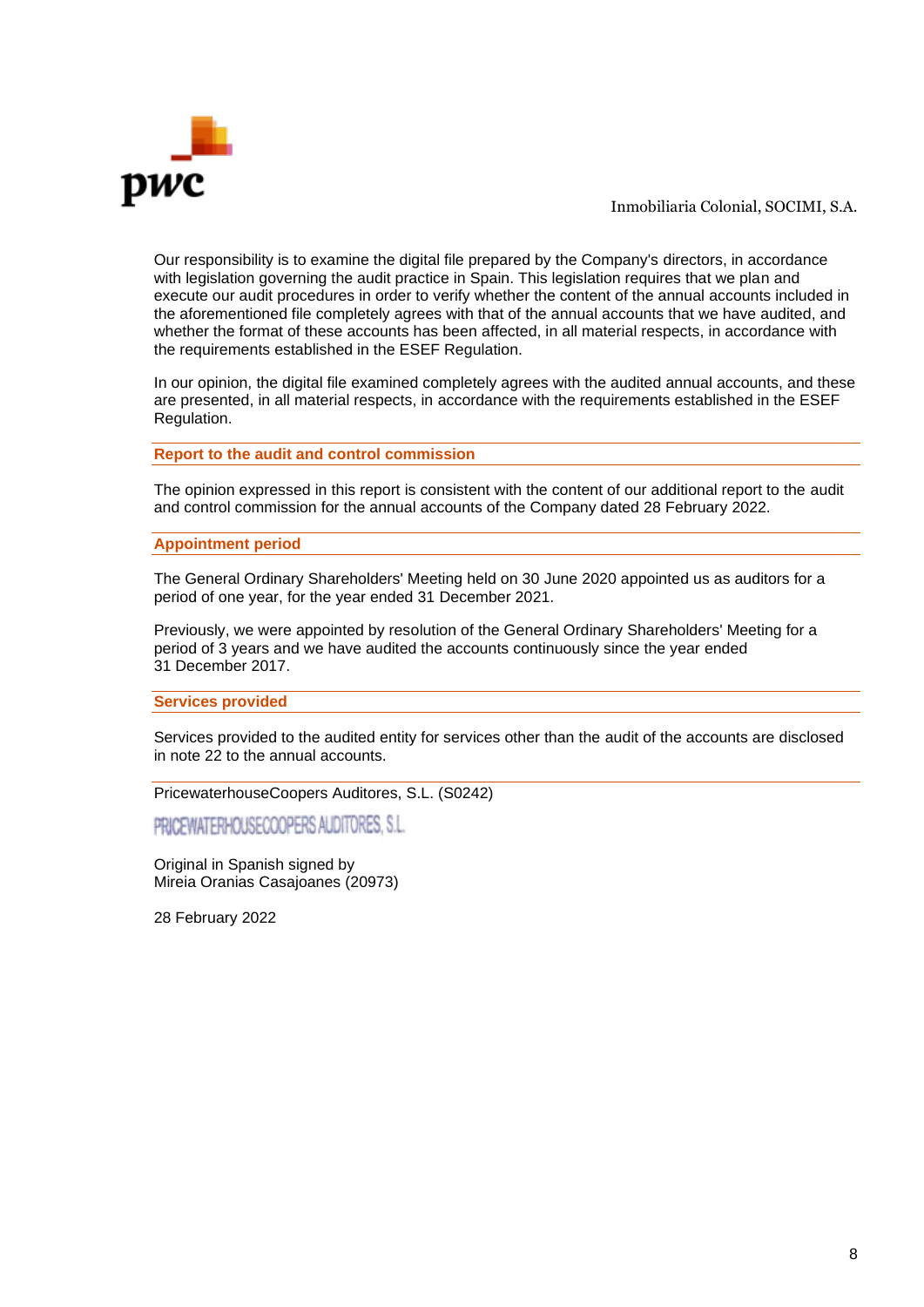Our responsibility is to examine the digital file prepared by the Company's directors, in accordance with legislation governing the audit practice in Spain. This legislation requires that we plan and execute our audit procedures in order to verify whether the content of the annual accounts included in the aforementioned file completely agrees with that of the annual accounts that we have audited, and whether the format of these accounts has been affected, in all material respects, in accordance with the requirements established in the ESEF Regulation.

In our opinion, the digital file examined completely agrees with the audited annual accounts, and these are presented, in all material respects, in accordance with the requirements established in the ESEF Regulation.

## Report to the audit and control commission

The opinion expressed in this report is consistent with the content of our additional report to the audit and control commission for the annual accounts of the Company dated 28 February 2022.

## Appointment period

The General Ordinary Shareholders' Meeting held on 30 June 2020 appointed us as auditors for a period of one year, for the year ended 31 December 2021.

Previously, we were appointed by resolution of the General Ordinary Shareholders' Meeting for a period of 3 years and we have audited the accounts continuously since the year ended 31 December 2017.

## Services provided

Services provided to the audited entity for services other than the audit of the accounts are disclosed in note 22 to the annual accounts.

PricewaterhouseCoopers Auditores, S.L. (S0242)

PRICEWATERHOUSECOOPERS AUDITORES, S.L.

Original in Spanish signed by
Mireia Oranias Casajoanes (20973)

28 February 2022